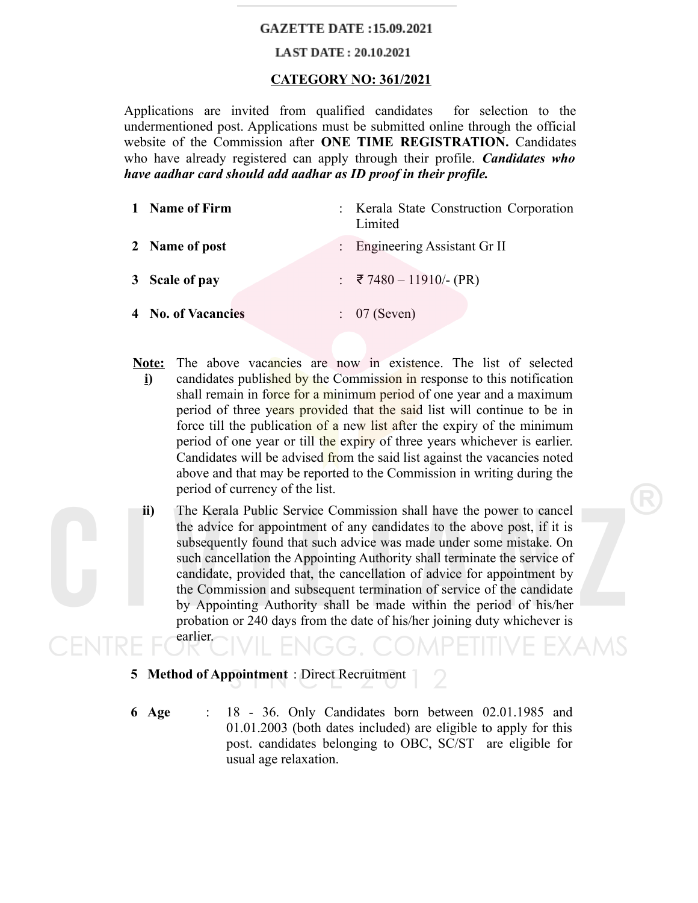**GAZETTE DATE :15.09.2021**

**LAST DATE : 20.10.2021**

**CATEGORY NO: 361/2021**

Applications are invited from qualified candidates for selection to the undermentioned post. Applications must be submitted online through the official website of the Commission after **ONE TIME REGISTRATION.** Candidates who have already registered can apply through their profile. ***Candidates who have aadhar card should add aadhar as ID proof in their profile.***

| | | | |
|---|---|---|---|
| 1 | **Name of Firm** | : | Kerala State Construction Corporation Limited |
| 2 | **Name of post** | : | Engineering Assistant Gr II |
| 3 | **Scale of pay** | : | ₹ 7480 – 11910/- (PR) |
| 4 | **No. of Vacancies** | : | 07 (Seven) |

**Note:**

**i)** The above vacancies are now in existence. The list of selected candidates published by the Commission in response to this notification shall remain in force for a minimum period of one year and a maximum period of three years provided that the said list will continue to be in force till the publication of a new list after the expiry of the minimum period of one year or till the expiry of three years whichever is earlier. Candidates will be advised from the said list against the vacancies noted above and that may be reported to the Commission in writing during the period of currency of the list.

**ii)** The Kerala Public Service Commission shall have the power to cancel the advice for appointment of any candidates to the above post, if it is subsequently found that such advice was made under some mistake. On such cancellation the Appointing Authority shall terminate the service of candidate, provided that, the cancellation of advice for appointment by the Commission and subsequent termination of service of the candidate by Appointing Authority shall be made within the period of his/her probation or 240 days from the date of his/her joining duty whichever is earlier.

**5 Method of Appointment** : Direct Recruitment

**6 Age** : 18 - 36. Only Candidates born between 02.01.1985 and 01.01.2003 (both dates included) are eligible to apply for this post. candidates belonging to OBC, SC/ST are eligible for usual age relaxation.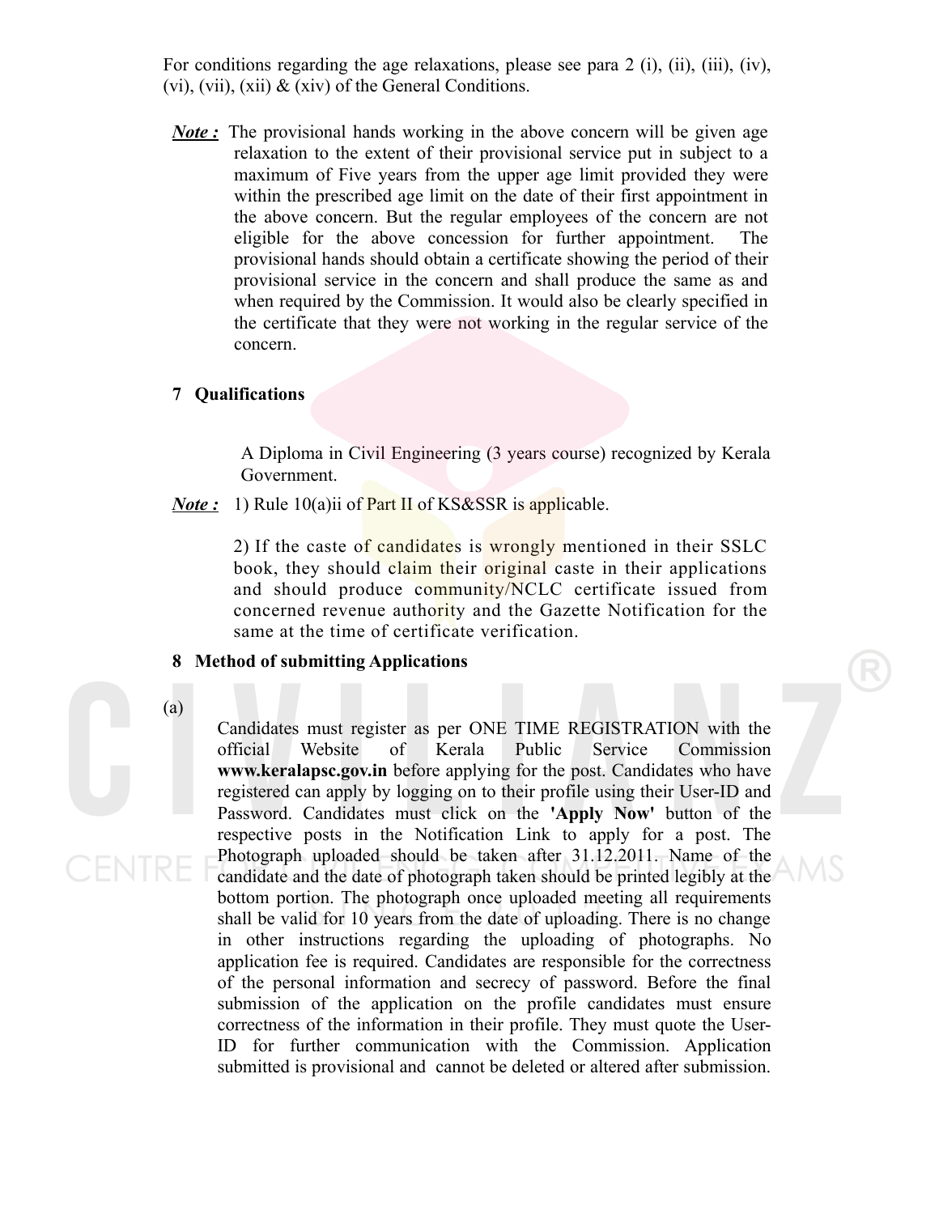For conditions regarding the age relaxations, please see para 2 (i), (ii), (iii), (iv), (vi), (vii), (xii) & (xiv) of the General Conditions.

***Note :*** The provisional hands working in the above concern will be given age relaxation to the extent of their provisional service put in subject to a maximum of Five years from the upper age limit provided they were within the prescribed age limit on the date of their first appointment in the above concern. But the regular employees of the concern are not eligible for the above concession for further appointment. The provisional hands should obtain a certificate showing the period of their provisional service in the concern and shall produce the same as and when required by the Commission. It would also be clearly specified in the certificate that they were not working in the regular service of the concern.

**7 Qualifications**

A Diploma in Civil Engineering (3 years course) recognized by Kerala Government.

***Note :*** 1) Rule 10(a)ii of Part II of KS&SSR is applicable.

2) If the caste of candidates is wrongly mentioned in their SSLC book, they should claim their original caste in their applications and should produce community/NCLC certificate issued from concerned revenue authority and the Gazette Notification for the same at the time of certificate verification.

**8 Method of submitting Applications**

(a)

Candidates must register as per ONE TIME REGISTRATION with the official Website of Kerala Public Service Commission **www.keralapsc.gov.in** before applying for the post. Candidates who have registered can apply by logging on to their profile using their User-ID and Password. Candidates must click on the **'Apply Now'** button of the respective posts in the Notification Link to apply for a post. The Photograph uploaded should be taken after 31.12.2011. Name of the candidate and the date of photograph taken should be printed legibly at the bottom portion. The photograph once uploaded meeting all requirements shall be valid for 10 years from the date of uploading. There is no change in other instructions regarding the uploading of photographs. No application fee is required. Candidates are responsible for the correctness of the personal information and secrecy of password. Before the final submission of the application on the profile candidates must ensure correctness of the information in their profile. They must quote the User-ID for further communication with the Commission. Application submitted is provisional and cannot be deleted or altered after submission.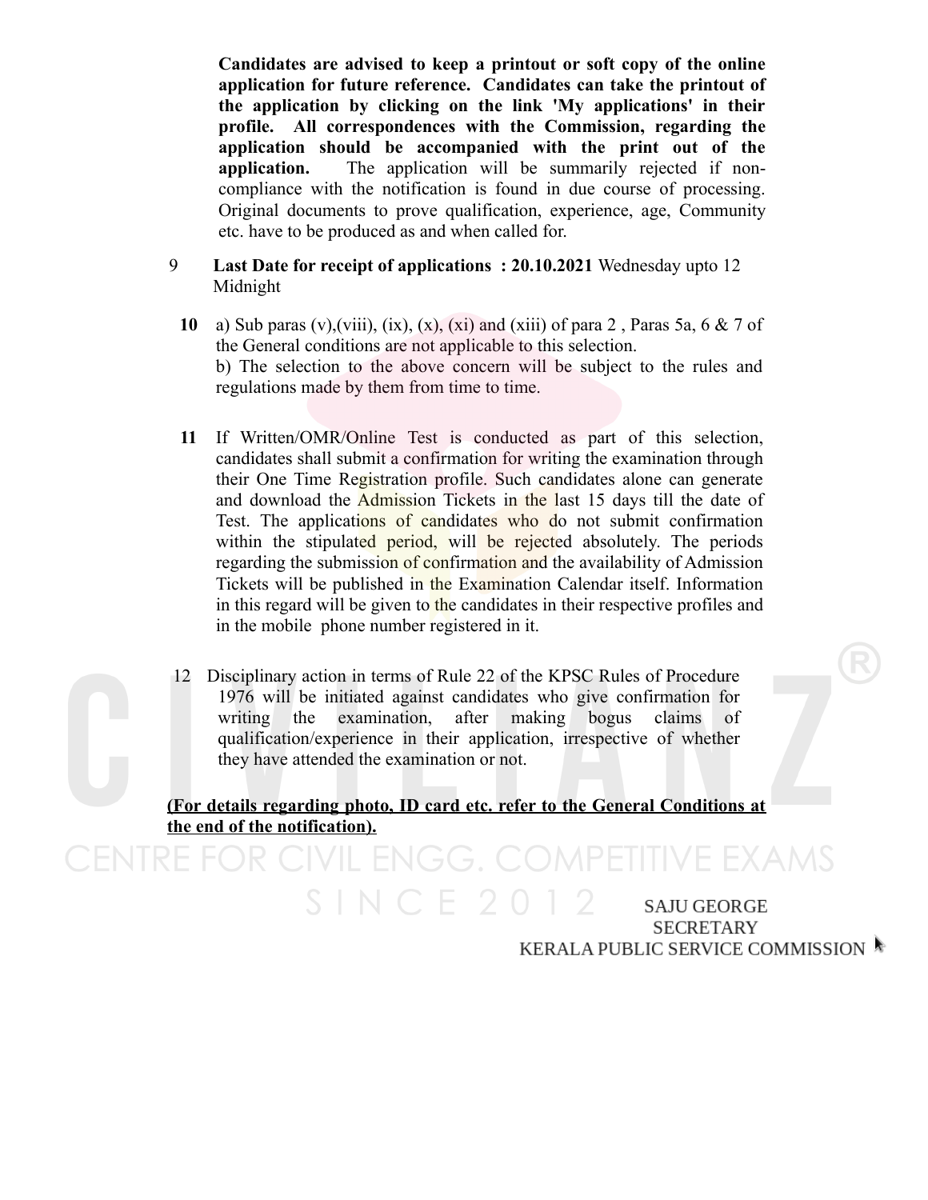**Candidates are advised to keep a printout or soft copy of the online application for future reference. Candidates can take the printout of the application by clicking on the link 'My applications' in their profile. All correspondences with the Commission, regarding the application should be accompanied with the print out of the application.** The application will be summarily rejected if non-compliance with the notification is found in due course of processing. Original documents to prove qualification, experience, age, Community etc. have to be produced as and when called for.

9 **Last Date for receipt of applications : 20.10.2021** Wednesday upto 12 Midnight

**10** a) Sub paras (v),(viii), (ix), (x), (xi) and (xiii) of para 2 , Paras 5a, 6 & 7 of the General conditions are not applicable to this selection.
b) The selection to the above concern will be subject to the rules and regulations made by them from time to time.

**11** If Written/OMR/Online Test is conducted as part of this selection, candidates shall submit a confirmation for writing the examination through their One Time Registration profile. Such candidates alone can generate and download the Admission Tickets in the last 15 days till the date of Test. The applications of candidates who do not submit confirmation within the stipulated period, will be rejected absolutely. The periods regarding the submission of confirmation and the availability of Admission Tickets will be published in the Examination Calendar itself. Information in this regard will be given to the candidates in their respective profiles and in the mobile phone number registered in it.

12 Disciplinary action in terms of Rule 22 of the KPSC Rules of Procedure 1976 will be initiated against candidates who give confirmation for writing the examination, after making bogus claims of qualification/experience in their application, irrespective of whether they have attended the examination or not.

**(For details regarding photo, ID card etc. refer to the General Conditions at the end of the notification).**

SAJU GEORGE
SECRETARY
KERALA PUBLIC SERVICE COMMISSION